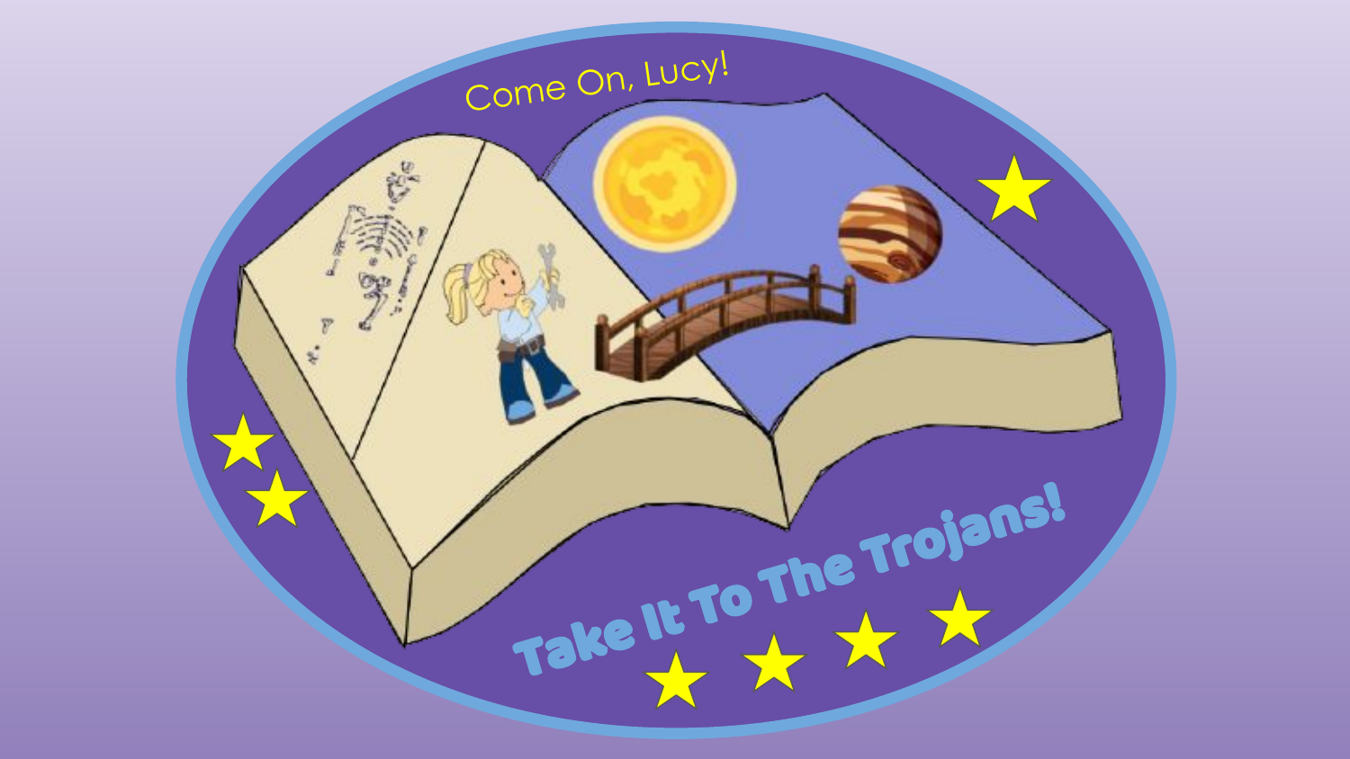Come On, Lucy!

Take It To The Trojans!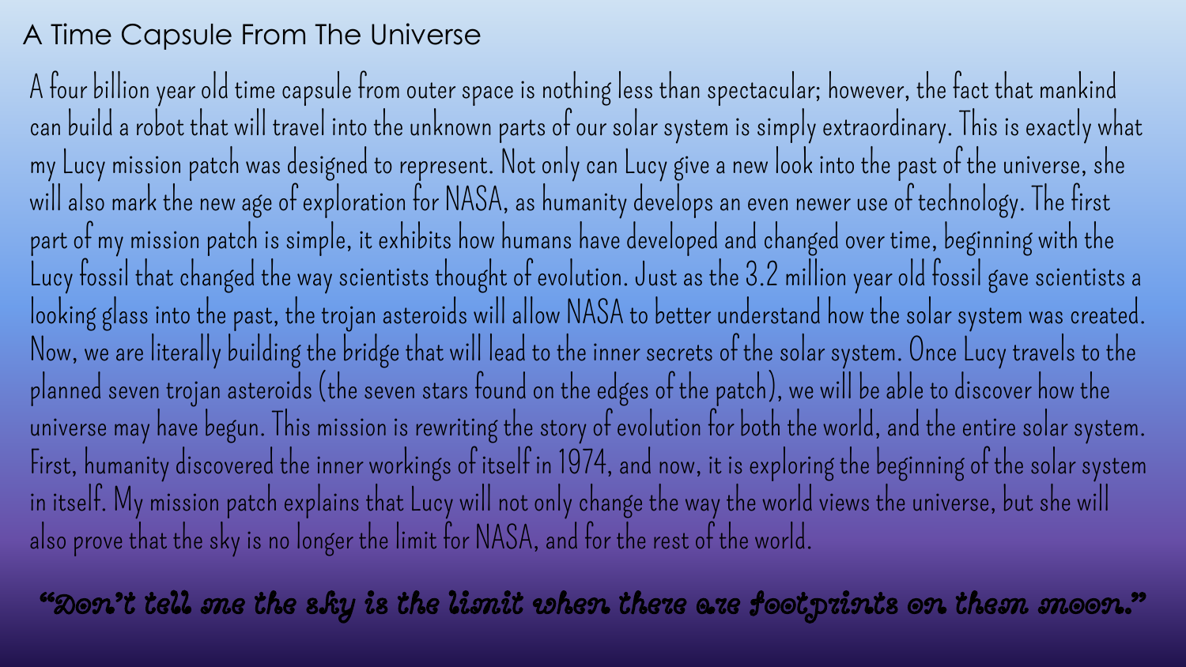# A Time Capsule From The Universe

A four billion year old time capsule from outer space is nothing less than spectacular; however, the fact that mankind can build a robot that will travel into the unknown parts of our solar system is simply extraordinary. This is exactly what my Lucy mission patch was designed to represent. Not only can Lucy give a new look into the past of the universe, she will also mark the new age of exploration for NASA, as humanity develops an even newer use of technology. The first part of my mission patch is simple, it exhibits how humans have developed and changed over time, beginning with the Lucy fossil that changed the way scientists thought of evolution. Just as the 3.2 million year old fossil gave scientists a looking glass into the past, the trojan asteroids will allow NASA to better understand how the solar system was created. Now, we are literally building the bridge that will lead to the inner secrets of the solar system. Once Lucy travels to the planned seven trojan asteroids (the seven stars found on the edges of the patch), we will be able to discover how the universe may have begun. This mission is rewriting the story of evolution for both the world, and the entire solar system. First, humanity discovered the inner workings of itself in 1974, and now, it is exploring the beginning of the solar system in itself. My mission patch explains that Lucy will not only change the way the world views the universe, but she will also prove that the sky is no longer the limit for NASA, and for the rest of the world.

***"Don't tell me the sky is the limit when there are footprints on them moon."***